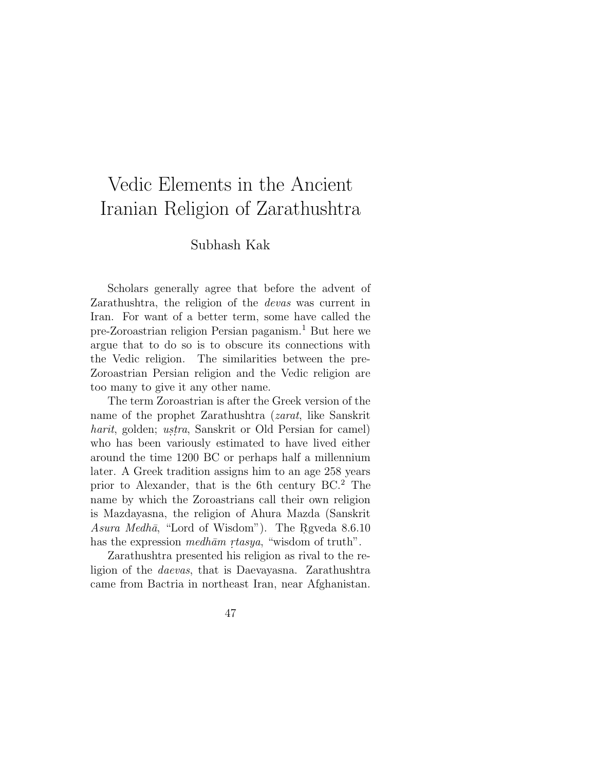# Vedic Elements in the Ancient Iranian Religion of Zarathushtra

Subhash Kak

Scholars generally agree that before the advent of Zarathushtra, the religion of the *devas* was current in Iran. For want of a better term, some have called the pre-Zoroastrian religion Persian paganism.[1] But here we argue that to do so is to obscure its connections with the Vedic religion. The similarities between the pre-Zoroastrian Persian religion and the Vedic religion are too many to give it any other name.

The term Zoroastrian is after the Greek version of the name of the prophet Zarathushtra (*zarat*, like Sanskrit *harit*, golden; *uṣṭra*, Sanskrit or Old Persian for camel) who has been variously estimated to have lived either around the time 1200 BC or perhaps half a millennium later. A Greek tradition assigns him to an age 258 years prior to Alexander, that is the 6th century BC.[2] The name by which the Zoroastrians call their own religion is Mazdayasna, the religion of Ahura Mazda (Sanskrit *Asura Medhā*, "Lord of Wisdom"). The Ṛgveda 8.6.10 has the expression *medhām ṛtasya*, "wisdom of truth".

Zarathushtra presented his religion as rival to the religion of the *daevas*, that is Daevayasna. Zarathushtra came from Bactria in northeast Iran, near Afghanistan.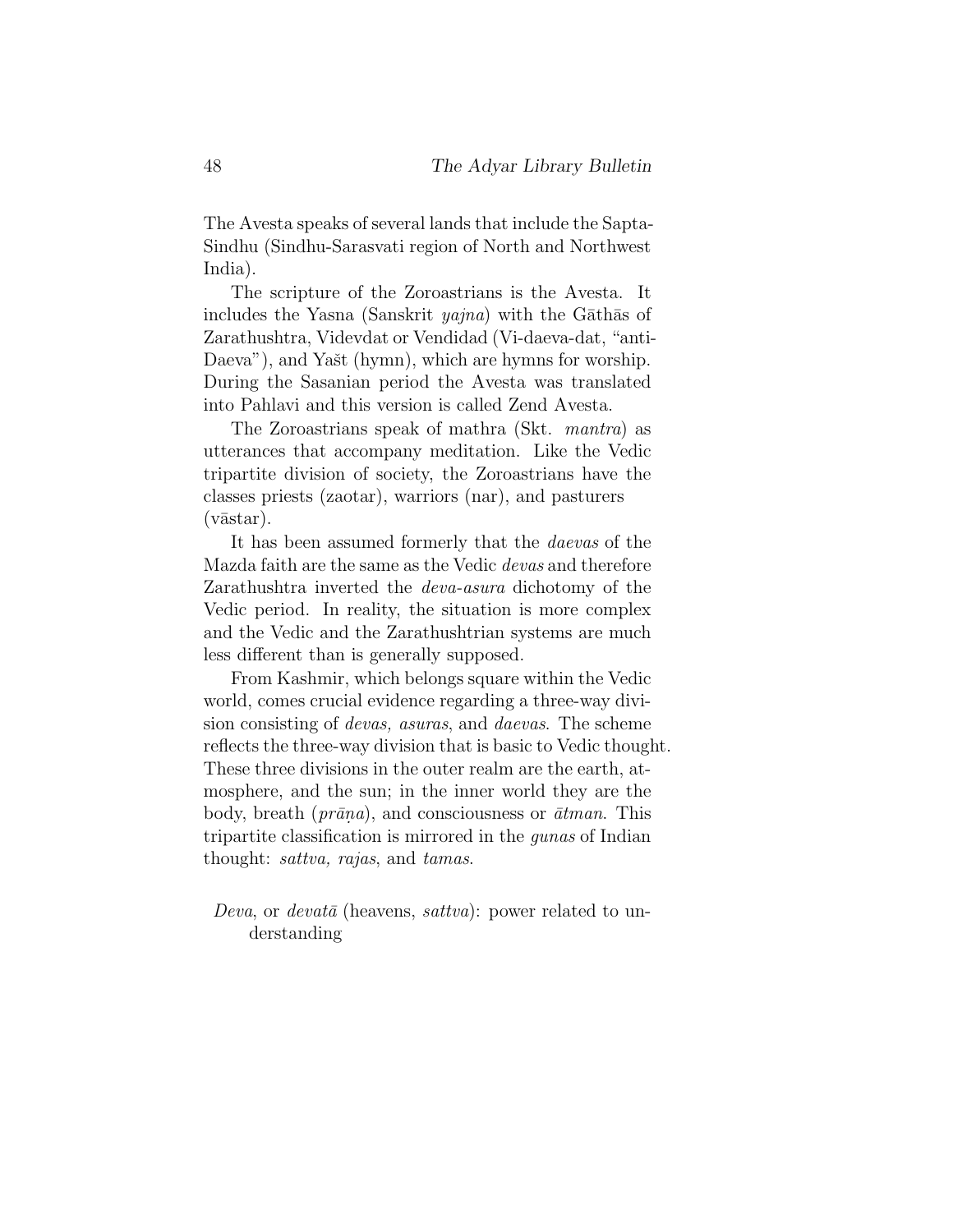The Avesta speaks of several lands that include the Sapta-Sindhu (Sindhu-Sarasvati region of North and Northwest India).

The scripture of the Zoroastrians is the Avesta. It includes the Yasna (Sanskrit *yajna*) with the Gāthās of Zarathushtra, Videvdat or Vendidad (Vi-daeva-dat, "anti-Daeva"), and Yašt (hymn), which are hymns for worship. During the Sasanian period the Avesta was translated into Pahlavi and this version is called Zend Avesta.

The Zoroastrians speak of mathra (Skt. *mantra*) as utterances that accompany meditation. Like the Vedic tripartite division of society, the Zoroastrians have the classes priests (zaotar), warriors (nar), and pasturers (vāstar).

It has been assumed formerly that the *daevas* of the Mazda faith are the same as the Vedic *devas* and therefore Zarathushtra inverted the *deva-asura* dichotomy of the Vedic period. In reality, the situation is more complex and the Vedic and the Zarathushtrian systems are much less different than is generally supposed.

From Kashmir, which belongs square within the Vedic world, comes crucial evidence regarding a three-way division consisting of *devas, asuras*, and *daevas*. The scheme reflects the three-way division that is basic to Vedic thought. These three divisions in the outer realm are the earth, atmosphere, and the sun; in the inner world they are the body, breath (*prāṇa*), and consciousness or *ātman*. This tripartite classification is mirrored in the *gunas* of Indian thought: *sattva, rajas*, and *tamas*.

*Deva*, or *devatā* (heavens, *sattva*): power related to understanding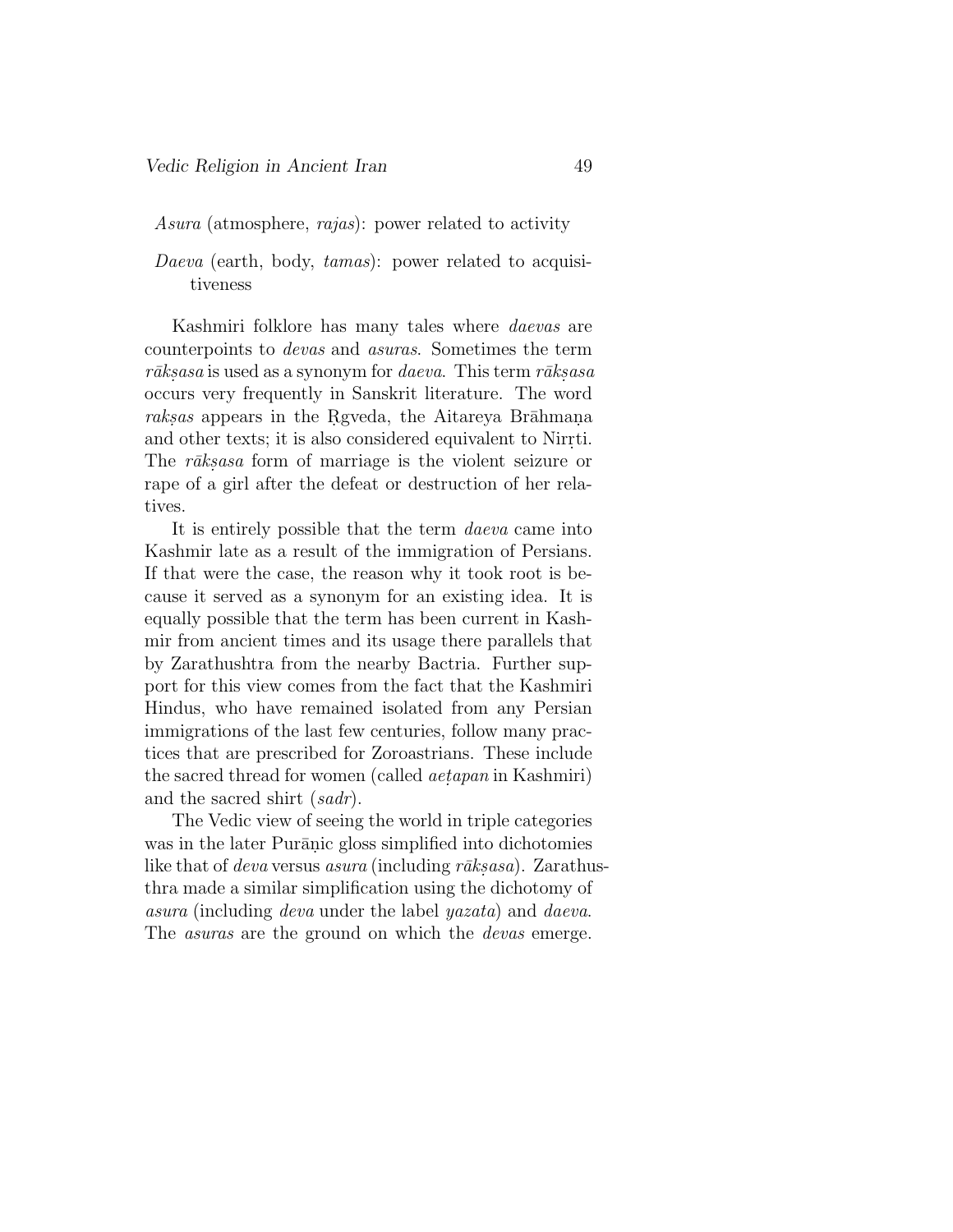*Asura* (atmosphere, *rajas*): power related to activity

*Daeva* (earth, body, *tamas*): power related to acquisitiveness

Kashmiri folklore has many tales where *daevas* are counterpoints to *devas* and *asuras*. Sometimes the term *rākṣasa* is used as a synonym for *daeva*. This term *rākṣasa* occurs very frequently in Sanskrit literature. The word *rakṣas* appears in the Ṛgveda, the Aitareya Brāhmaṇa and other texts; it is also considered equivalent to Nirṛti. The *rākṣasa* form of marriage is the violent seizure or rape of a girl after the defeat or destruction of her relatives.

It is entirely possible that the term *daeva* came into Kashmir late as a result of the immigration of Persians. If that were the case, the reason why it took root is because it served as a synonym for an existing idea. It is equally possible that the term has been current in Kashmir from ancient times and its usage there parallels that by Zarathushtra from the nearby Bactria. Further support for this view comes from the fact that the Kashmiri Hindus, who have remained isolated from any Persian immigrations of the last few centuries, follow many practices that are prescribed for Zoroastrians. These include the sacred thread for women (called *aeṭapan* in Kashmiri) and the sacred shirt (*sadr*).

The Vedic view of seeing the world in triple categories was in the later Purāṇic gloss simplified into dichotomies like that of *deva* versus *asura* (including *rākṣasa*). Zarathusthra made a similar simplification using the dichotomy of *asura* (including *deva* under the label *yazata*) and *daeva*. The *asuras* are the ground on which the *devas* emerge.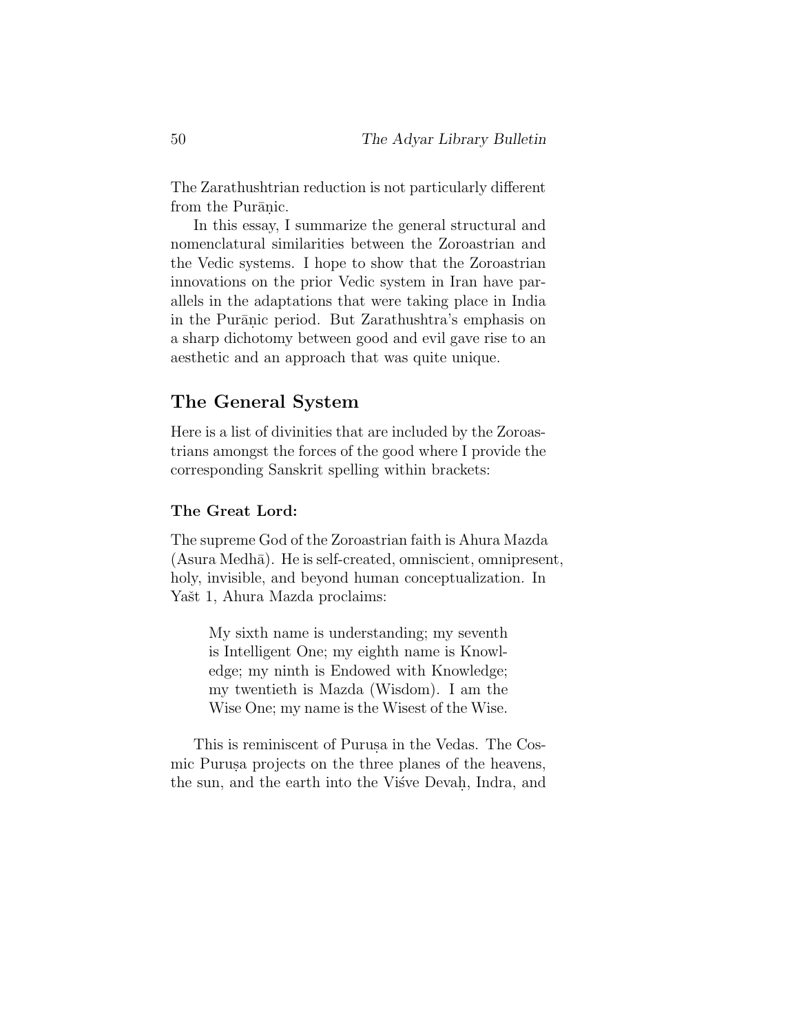The Zarathushtrian reduction is not particularly different from the Purāṇic.

In this essay, I summarize the general structural and nomenclatural similarities between the Zoroastrian and the Vedic systems. I hope to show that the Zoroastrian innovations on the prior Vedic system in Iran have parallels in the adaptations that were taking place in India in the Purāṇic period. But Zarathushtra's emphasis on a sharp dichotomy between good and evil gave rise to an aesthetic and an approach that was quite unique.

## The General System

Here is a list of divinities that are included by the Zoroastrians amongst the forces of the good where I provide the corresponding Sanskrit spelling within brackets:

### The Great Lord:

The supreme God of the Zoroastrian faith is Ahura Mazda (Asura Medhā). He is self-created, omniscient, omnipresent, holy, invisible, and beyond human conceptualization. In Yašt 1, Ahura Mazda proclaims:

> My sixth name is understanding; my seventh is Intelligent One; my eighth name is Knowledge; my ninth is Endowed with Knowledge; my twentieth is Mazda (Wisdom). I am the Wise One; my name is the Wisest of the Wise.

This is reminiscent of Puruṣa in the Vedas. The Cosmic Puruṣa projects on the three planes of the heavens, the sun, and the earth into the Viśve Devaḥ, Indra, and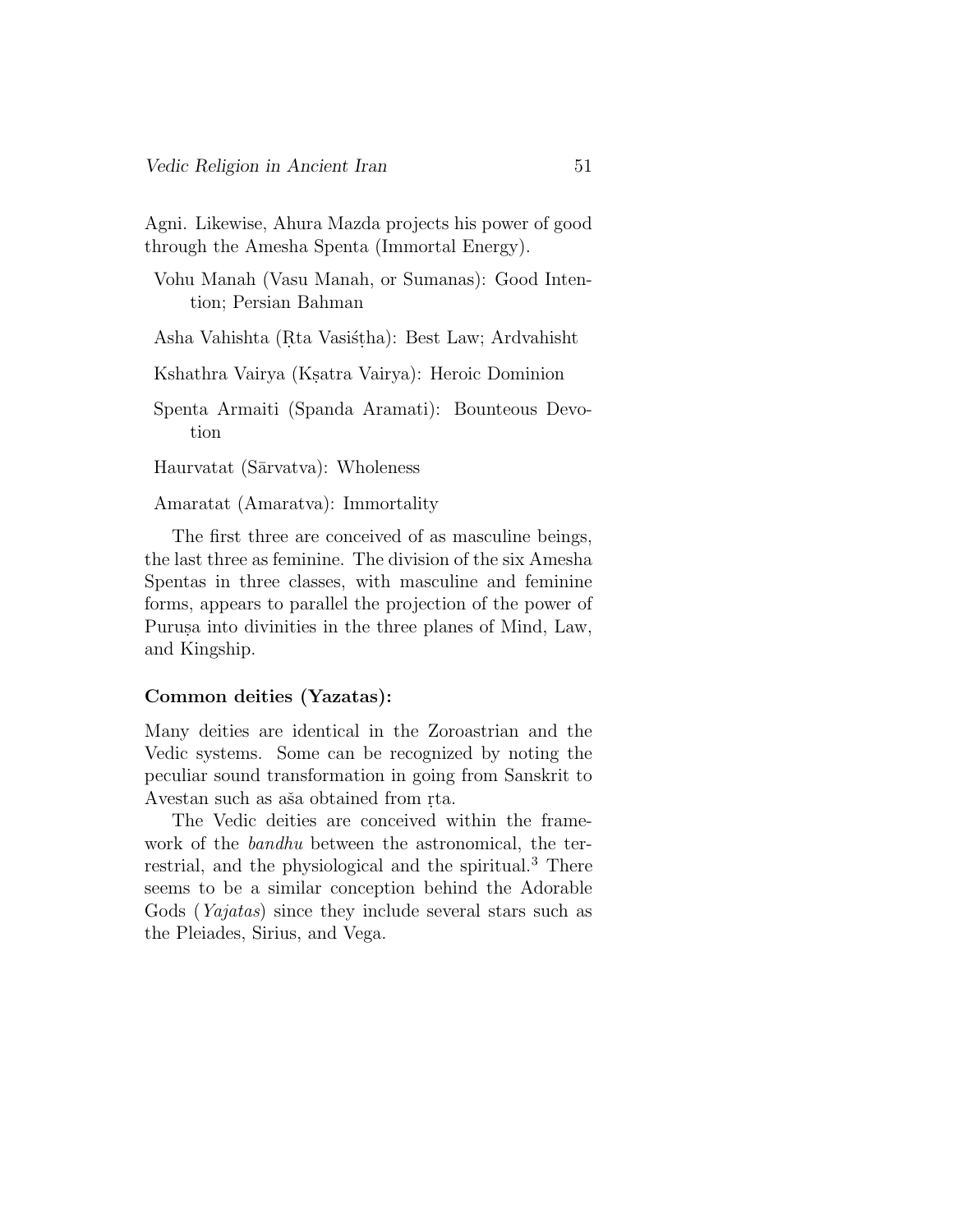Agni. Likewise, Ahura Mazda projects his power of good through the Amesha Spenta (Immortal Energy).

Vohu Manah (Vasu Manah, or Sumanas): Good Intention; Persian Bahman

Asha Vahishta (Ṛta Vasiśṭha): Best Law; Ardvahisht

Kshathra Vairya (Kṣatra Vairya): Heroic Dominion

Spenta Armaiti (Spanda Aramati): Bounteous Devotion

Haurvatat (Sārvatva): Wholeness

Amaratat (Amaratva): Immortality

The first three are conceived of as masculine beings, the last three as feminine. The division of the six Amesha Spentas in three classes, with masculine and feminine forms, appears to parallel the projection of the power of Puruṣa into divinities in the three planes of Mind, Law, and Kingship.

**Common deities (Yazatas):**

Many deities are identical in the Zoroastrian and the Vedic systems. Some can be recognized by noting the peculiar sound transformation in going from Sanskrit to Avestan such as aša obtained from ṛta.

The Vedic deities are conceived within the framework of the *bandhu* between the astronomical, the terrestrial, and the physiological and the spiritual.[3] There seems to be a similar conception behind the Adorable Gods (*Yajatas*) since they include several stars such as the Pleiades, Sirius, and Vega.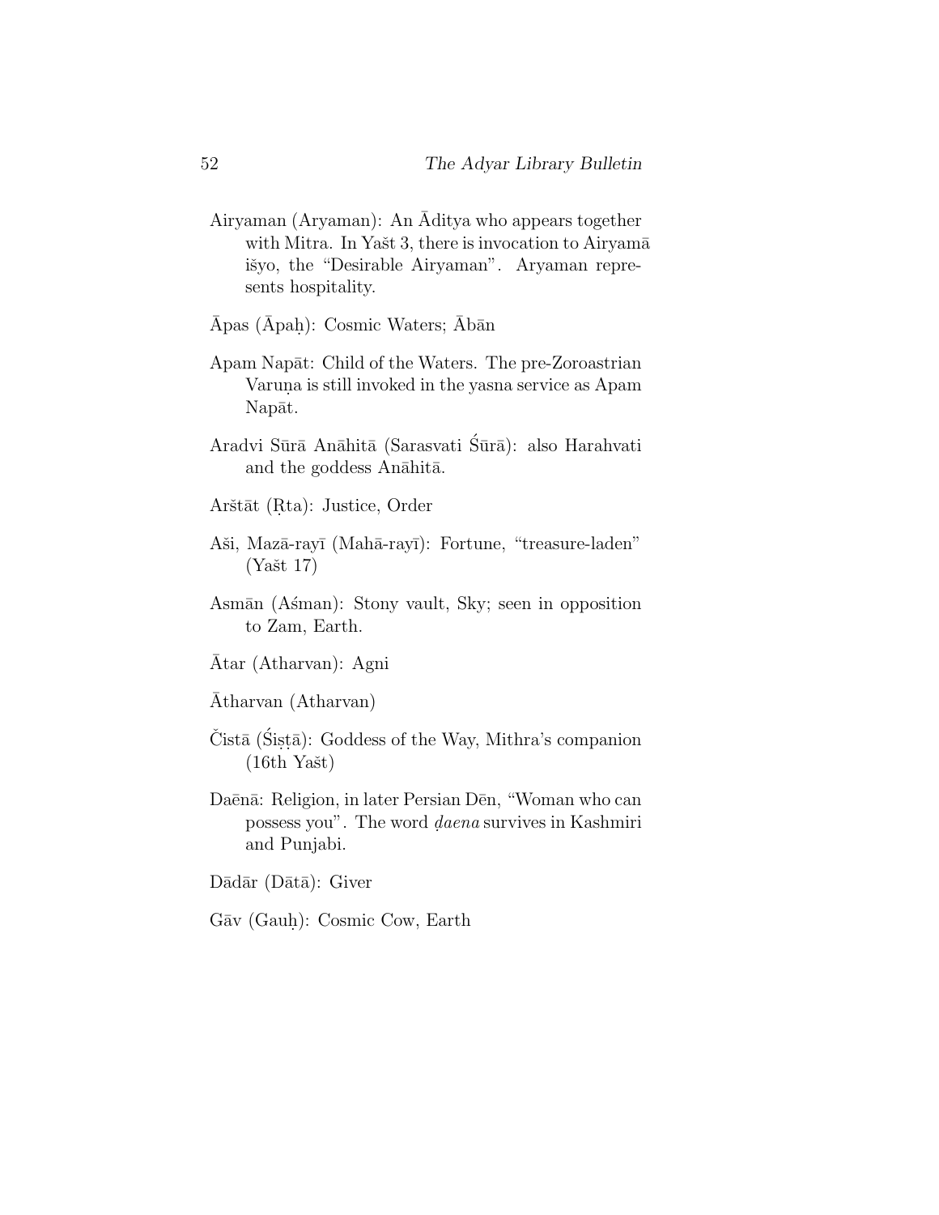Airyaman (Aryaman): An Āditya who appears together with Mitra. In Yašt 3, there is invocation to Airyamā išyo, the "Desirable Airyaman". Aryaman represents hospitality.

Āpas (Āpaḥ): Cosmic Waters; Ābān

Apam Napāt: Child of the Waters. The pre-Zoroastrian Varuṇa is still invoked in the yasna service as Apam Napāt.

Aradvi Sūrā Anāhitā (Sarasvati Śūrā): also Harahvati and the goddess Anāhitā.

Arštāt (Ṛta): Justice, Order

Aši, Mazā-rayī (Mahā-rayī): Fortune, "treasure-laden" (Yašt 17)

Asmān (Aśman): Stony vault, Sky; seen in opposition to Zam, Earth.

Ātar (Atharvan): Agni

Ātharvan (Atharvan)

Čistā (Śiṣṭā): Goddess of the Way, Mithra's companion (16th Yašt)

Daēnā: Religion, in later Persian Dēn, "Woman who can possess you". The word *ḍaena* survives in Kashmiri and Punjabi.

Dādār (Dātā): Giver

Gāv (Gauḥ): Cosmic Cow, Earth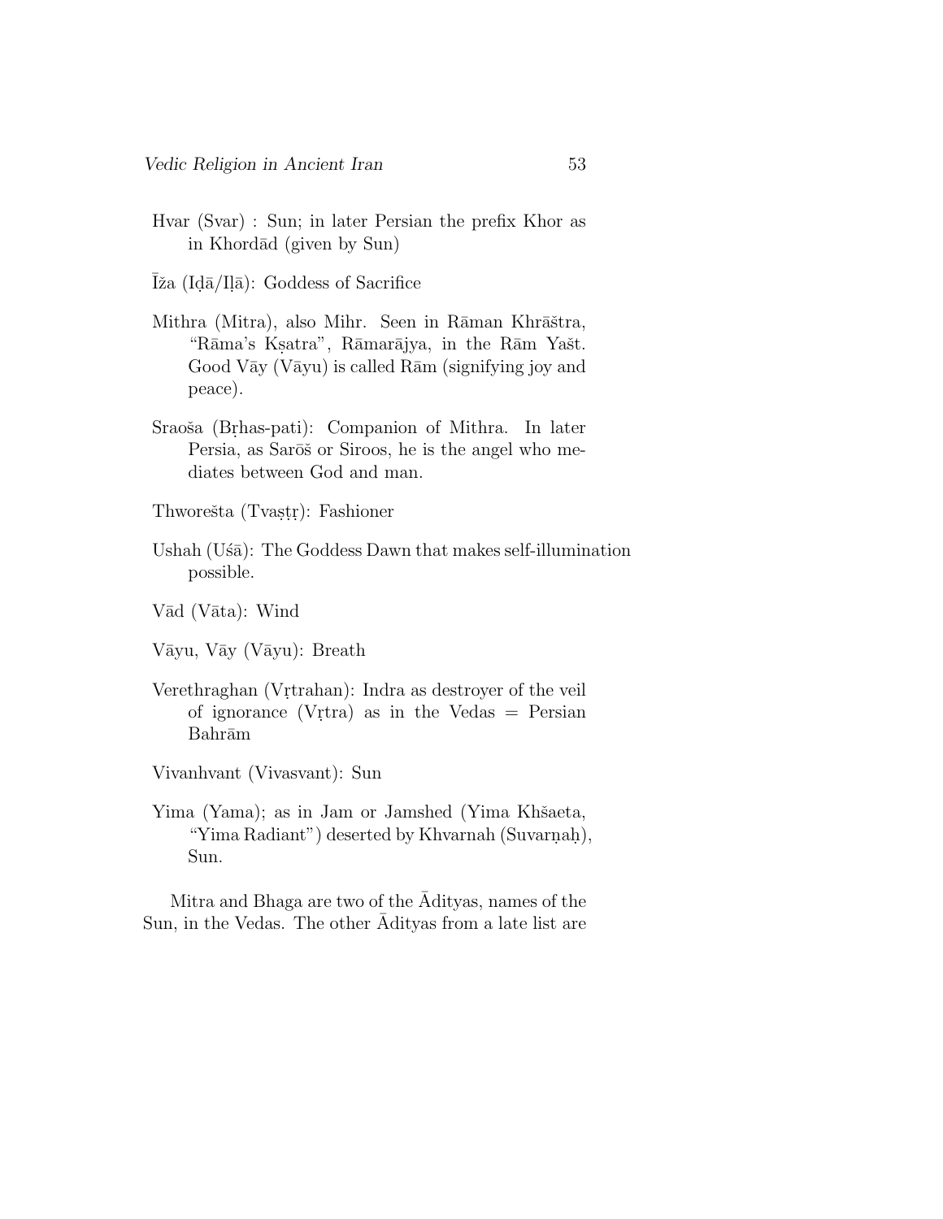Hvar (Svar) : Sun; in later Persian the prefix Khor as in Khordād (given by Sun)

Īža (Iḍā/Iḷā): Goddess of Sacrifice

Mithra (Mitra), also Mihr. Seen in Rāman Khrāštra, "Rāma's Kṣatra", Rāmarājya, in the Rām Yašt. Good Vāy (Vāyu) is called Rām (signifying joy and peace).

Sraoša (Bṛhas-pati): Companion of Mithra. In later Persia, as Sarōš or Siroos, he is the angel who mediates between God and man.

Thworešta (Tvaṣṭṛ): Fashioner

Ushah (Uśā): The Goddess Dawn that makes self-illumination possible.

Vād (Vāta): Wind

Vāyu, Vāy (Vāyu): Breath

Verethraghan (Vṛtrahan): Indra as destroyer of the veil of ignorance (Vṛtra) as in the Vedas = Persian Bahrām

Vivanhvant (Vivasvant): Sun

Yima (Yama); as in Jam or Jamshed (Yima Khšaeta, "Yima Radiant") deserted by Khvarnah (Suvarṇaḥ), Sun.

Mitra and Bhaga are two of the Ādityas, names of the Sun, in the Vedas. The other Ādityas from a late list are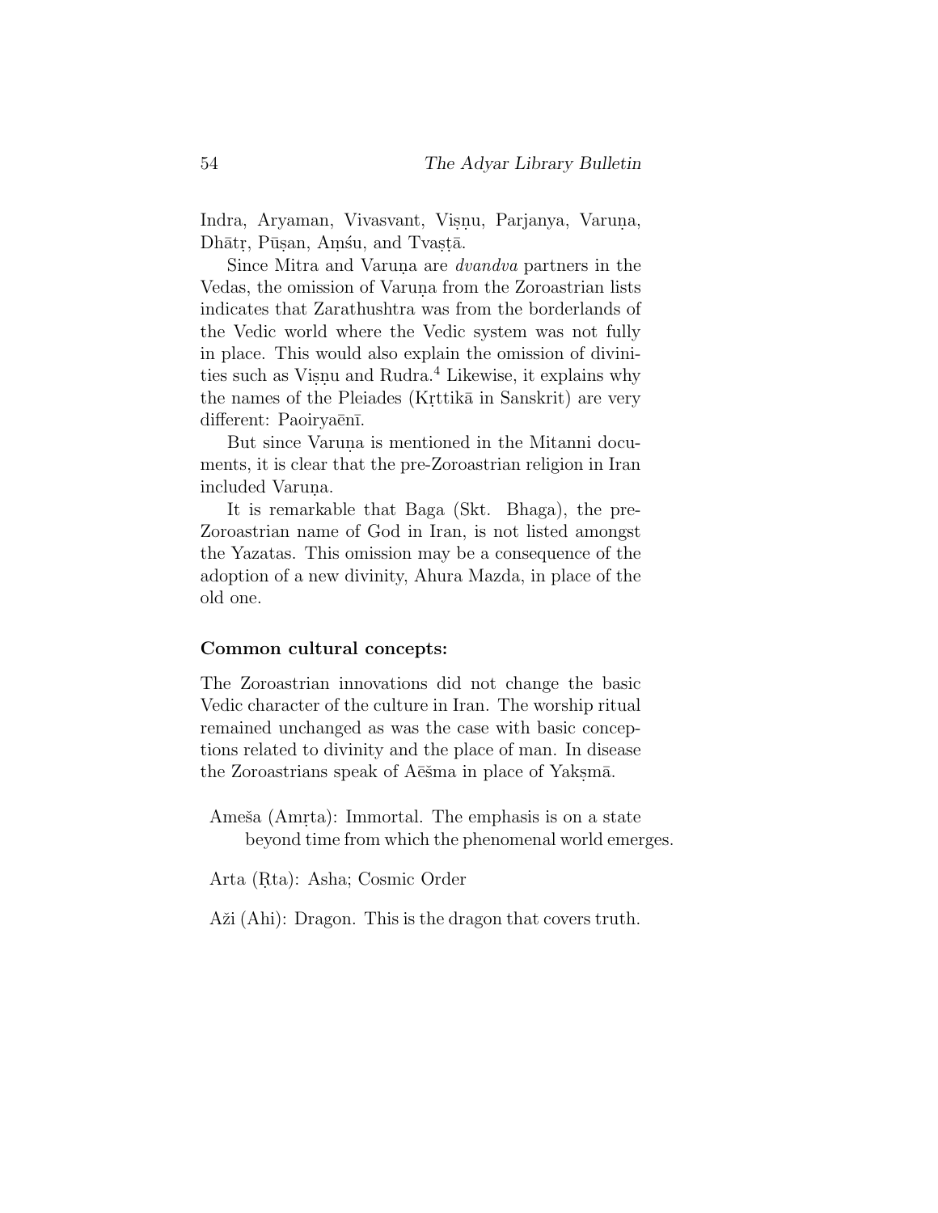Indra, Aryaman, Vivasvant, Viṣṇu, Parjanya, Varuṇa, Dhātṛ, Pūṣan, Aṃśu, and Tvaṣṭā.

Since Mitra and Varuṇa are *dvandva* partners in the Vedas, the omission of Varuṇa from the Zoroastrian lists indicates that Zarathushtra was from the borderlands of the Vedic world where the Vedic system was not fully in place. This would also explain the omission of divinities such as Viṣṇu and Rudra.[4] Likewise, it explains why the names of the Pleiades (Kṛttikā in Sanskrit) are very different: Paoiryaēnī.

But since Varuṇa is mentioned in the Mitanni documents, it is clear that the pre-Zoroastrian religion in Iran included Varuṇa.

It is remarkable that Baga (Skt. Bhaga), the pre-Zoroastrian name of God in Iran, is not listed amongst the Yazatas. This omission may be a consequence of the adoption of a new divinity, Ahura Mazda, in place of the old one.

**Common cultural concepts:**

The Zoroastrian innovations did not change the basic Vedic character of the culture in Iran. The worship ritual remained unchanged as was the case with basic conceptions related to divinity and the place of man. In disease the Zoroastrians speak of Aēšma in place of Yakṣmā.

Ameša (Amṛta): Immortal. The emphasis is on a state beyond time from which the phenomenal world emerges.

Arta (Ṛta): Asha; Cosmic Order

Aži (Ahi): Dragon. This is the dragon that covers truth.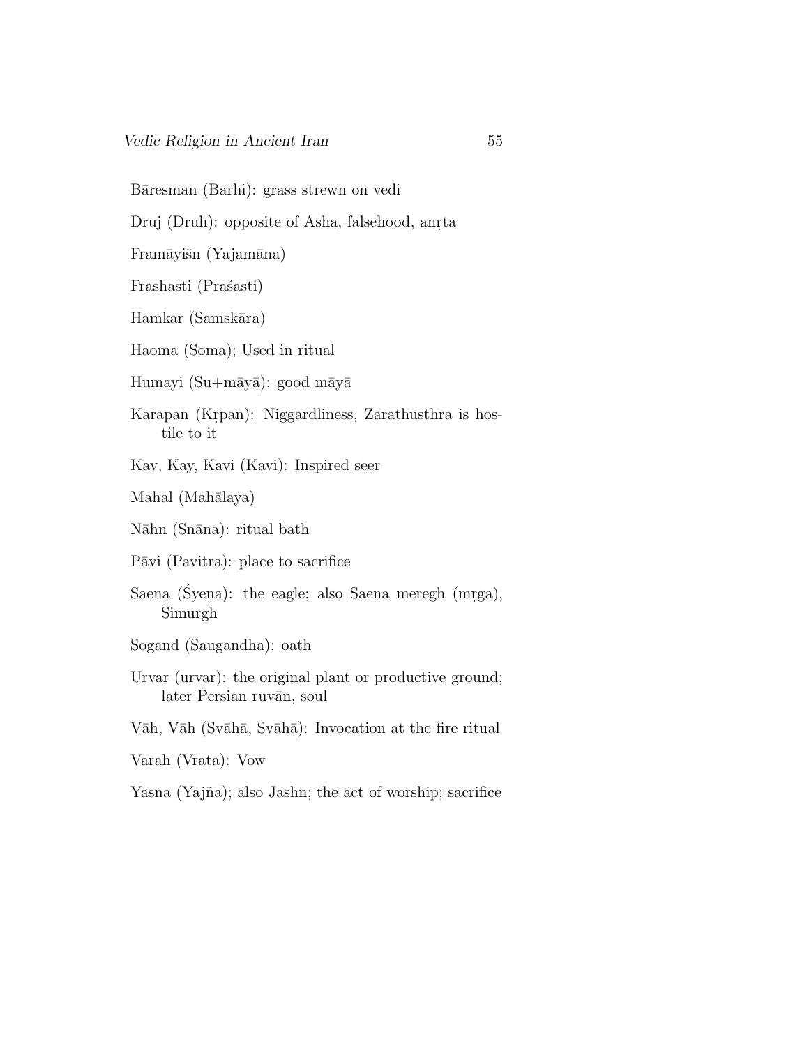Bāresman (Barhi): grass strewn on vedi

Druj (Druh): opposite of Asha, falsehood, anṛta

Framāyišn (Yajamāna)

Frashasti (Praśasti)

Hamkar (Samskāra)

Haoma (Soma); Used in ritual

Humayi (Su+māyā): good māyā

Karapan (Kṛpan): Niggardliness, Zarathusthra is hostile to it

Kav, Kay, Kavi (Kavi): Inspired seer

Mahal (Mahālaya)

Nāhn (Snāna): ritual bath

Pāvi (Pavitra): place to sacrifice

Saena (Śyena): the eagle; also Saena meregh (mṛga), Simurgh

Sogand (Saugandha): oath

Urvar (urvar): the original plant or productive ground; later Persian ruvān, soul

Vāh, Vāh (Svāhā, Svāhā): Invocation at the fire ritual

Varah (Vrata): Vow

Yasna (Yajña); also Jashn; the act of worship; sacrifice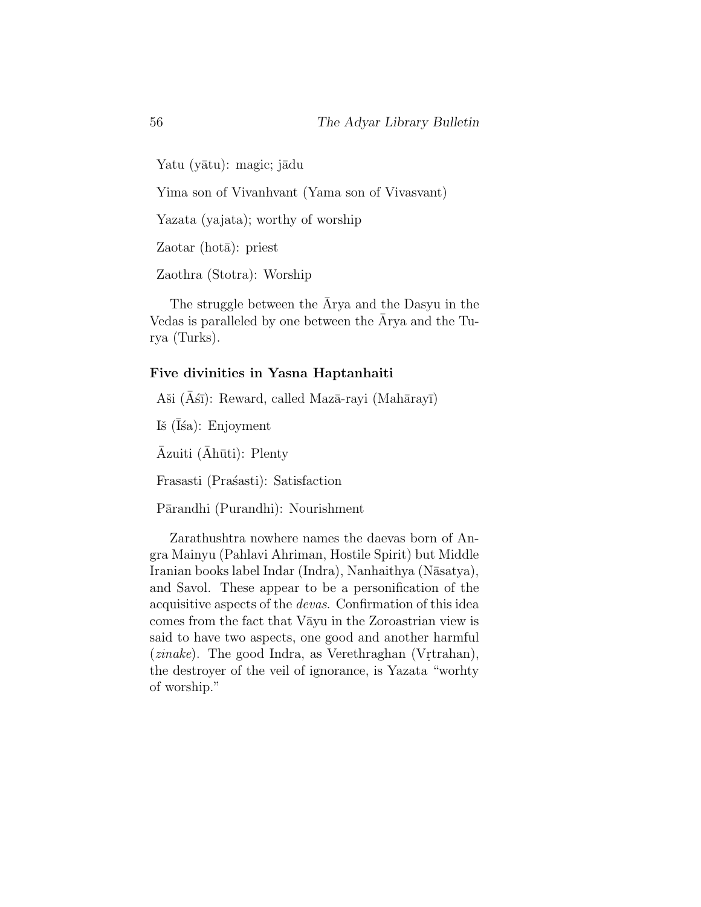Yatu (yātu): magic; jādu

Yima son of Vivanhvant (Yama son of Vivasvant)

Yazata (yajata); worthy of worship

Zaotar (hotā): priest

Zaothra (Stotra): Worship

The struggle between the Ārya and the Dasyu in the Vedas is paralleled by one between the Ārya and the Turya (Turks).

**Five divinities in Yasna Haptanhaiti**

Aši (Āśī): Reward, called Mazā-rayi (Mahārayī)

Iš (Īśa): Enjoyment

Āzuiti (Āhūti): Plenty

Frasasti (Praśasti): Satisfaction

Pārandhi (Purandhi): Nourishment

Zarathushtra nowhere names the daevas born of Angra Mainyu (Pahlavi Ahriman, Hostile Spirit) but Middle Iranian books label Indar (Indra), Nanhaithya (Nāsatya), and Savol. These appear to be a personification of the acquisitive aspects of the *devas*. Confirmation of this idea comes from the fact that Vāyu in the Zoroastrian view is said to have two aspects, one good and another harmful (*zinake*). The good Indra, as Verethraghan (Vṛtrahan), the destroyer of the veil of ignorance, is Yazata "worhty of worship."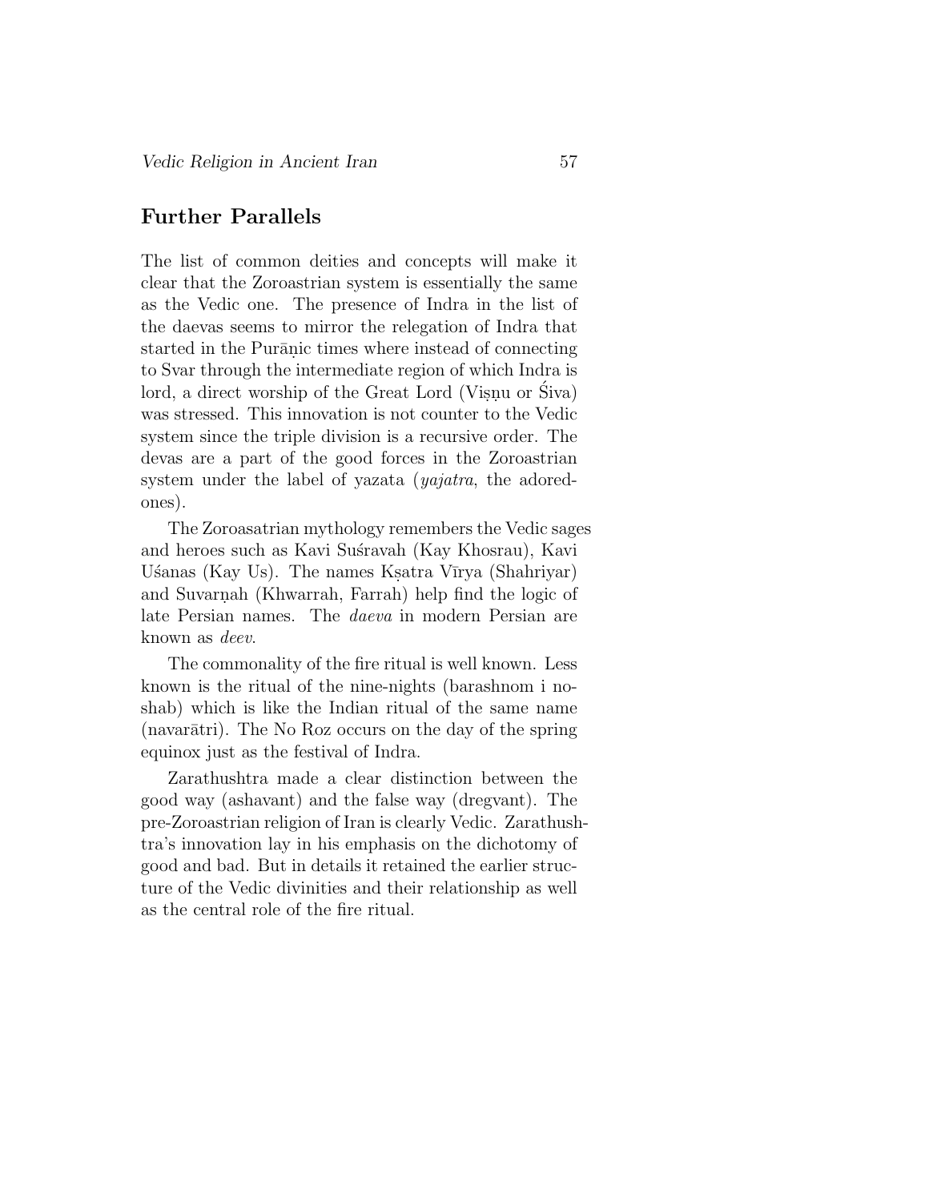## Further Parallels

The list of common deities and concepts will make it clear that the Zoroastrian system is essentially the same as the Vedic one. The presence of Indra in the list of the daevas seems to mirror the relegation of Indra that started in the Purāṇic times where instead of connecting to Svar through the intermediate region of which Indra is lord, a direct worship of the Great Lord (Viṣṇu or Śiva) was stressed. This innovation is not counter to the Vedic system since the triple division is a recursive order. The devas are a part of the good forces in the Zoroastrian system under the label of yazata (*yajatra*, the adored-ones).

The Zoroasatrian mythology remembers the Vedic sages and heroes such as Kavi Suśravah (Kay Khosrau), Kavi Uśanas (Kay Us). The names Kṣatra Vīrya (Shahriyar) and Suvarṇah (Khwarrah, Farrah) help find the logic of late Persian names. The *daeva* in modern Persian are known as *deev*.

The commonality of the fire ritual is well known. Less known is the ritual of the nine-nights (barashnom i no-shab) which is like the Indian ritual of the same name (navarātri). The No Roz occurs on the day of the spring equinox just as the festival of Indra.

Zarathushtra made a clear distinction between the good way (ashavant) and the false way (dregvant). The pre-Zoroastrian religion of Iran is clearly Vedic. Zarathushtra's innovation lay in his emphasis on the dichotomy of good and bad. But in details it retained the earlier structure of the Vedic divinities and their relationship as well as the central role of the fire ritual.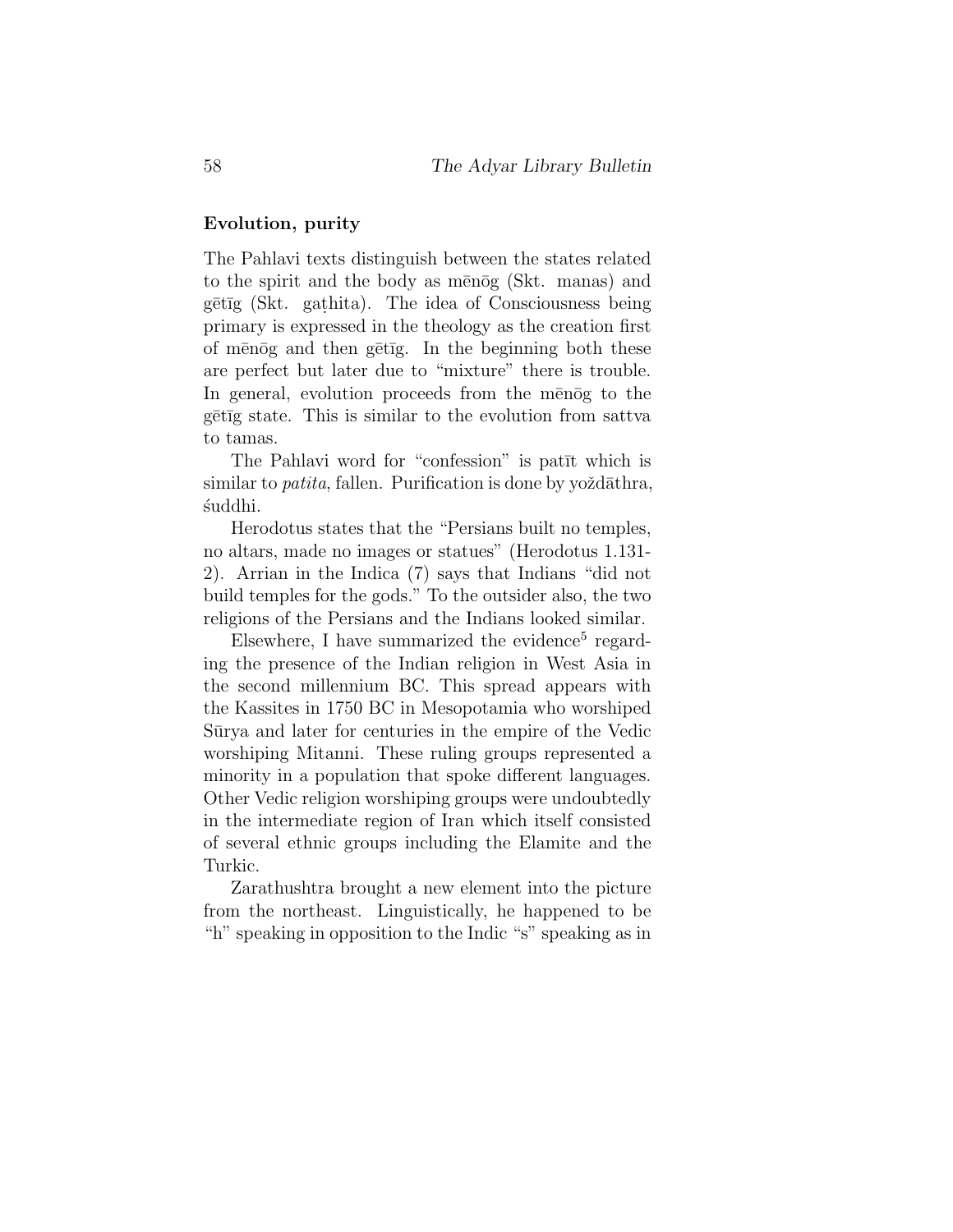**Evolution, purity**

The Pahlavi texts distinguish between the states related to the spirit and the body as mēnōg (Skt. manas) and gētīg (Skt. gaṭhita). The idea of Consciousness being primary is expressed in the theology as the creation first of mēnōg and then gētīg. In the beginning both these are perfect but later due to "mixture" there is trouble. In general, evolution proceeds from the mēnōg to the gētīg state. This is similar to the evolution from sattva to tamas.

The Pahlavi word for "confession" is patīt which is similar to *patita*, fallen. Purification is done by yoždāthra, śuddhi.

Herodotus states that the "Persians built no temples, no altars, made no images or statues" (Herodotus 1.131-2). Arrian in the Indica (7) says that Indians "did not build temples for the gods." To the outsider also, the two religions of the Persians and the Indians looked similar.

Elsewhere, I have summarized the evidence[5] regarding the presence of the Indian religion in West Asia in the second millennium BC. This spread appears with the Kassites in 1750 BC in Mesopotamia who worshiped Sūrya and later for centuries in the empire of the Vedic worshiping Mitanni. These ruling groups represented a minority in a population that spoke different languages. Other Vedic religion worshiping groups were undoubtedly in the intermediate region of Iran which itself consisted of several ethnic groups including the Elamite and the Turkic.

Zarathushtra brought a new element into the picture from the northeast. Linguistically, he happened to be "h" speaking in opposition to the Indic "s" speaking as in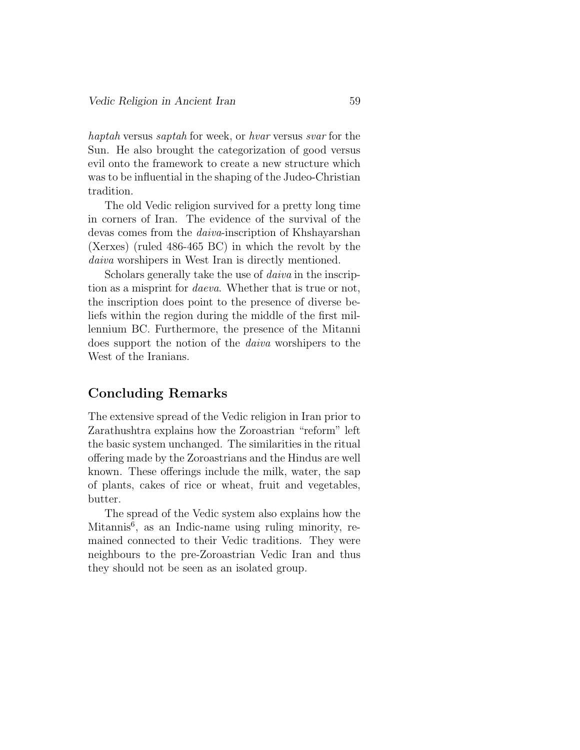*haptah* versus *saptah* for week, or *hvar* versus *svar* for the Sun. He also brought the categorization of good versus evil onto the framework to create a new structure which was to be influential in the shaping of the Judeo-Christian tradition.

The old Vedic religion survived for a pretty long time in corners of Iran. The evidence of the survival of the devas comes from the *daiva*-inscription of Khshayarshan (Xerxes) (ruled 486-465 BC) in which the revolt by the *daiva* worshipers in West Iran is directly mentioned.

Scholars generally take the use of *daiva* in the inscription as a misprint for *daeva*. Whether that is true or not, the inscription does point to the presence of diverse beliefs within the region during the middle of the first millennium BC. Furthermore, the presence of the Mitanni does support the notion of the *daiva* worshipers to the West of the Iranians.

## Concluding Remarks

The extensive spread of the Vedic religion in Iran prior to Zarathushtra explains how the Zoroastrian "reform" left the basic system unchanged. The similarities in the ritual offering made by the Zoroastrians and the Hindus are well known. These offerings include the milk, water, the sap of plants, cakes of rice or wheat, fruit and vegetables, butter.

The spread of the Vedic system also explains how the Mitannis[6], as an Indic-name using ruling minority, remained connected to their Vedic traditions. They were neighbours to the pre-Zoroastrian Vedic Iran and thus they should not be seen as an isolated group.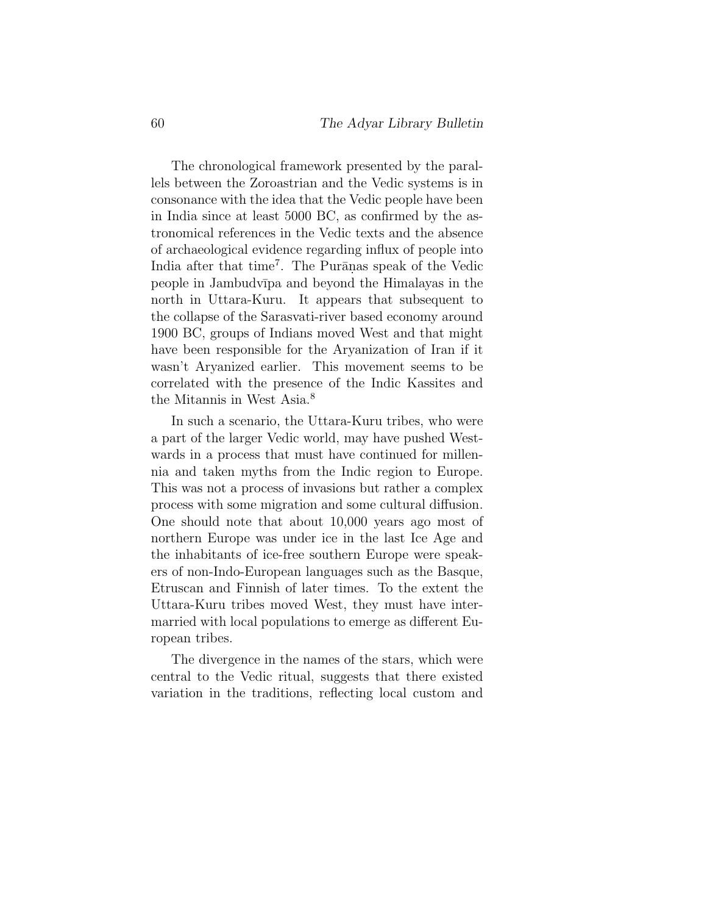The chronological framework presented by the parallels between the Zoroastrian and the Vedic systems is in consonance with the idea that the Vedic people have been in India since at least 5000 BC, as confirmed by the astronomical references in the Vedic texts and the absence of archaeological evidence regarding influx of people into India after that time[7]. The Purāṇas speak of the Vedic people in Jambudvīpa and beyond the Himalayas in the north in Uttara-Kuru. It appears that subsequent to the collapse of the Sarasvati-river based economy around 1900 BC, groups of Indians moved West and that might have been responsible for the Aryanization of Iran if it wasn't Aryanized earlier. This movement seems to be correlated with the presence of the Indic Kassites and the Mitannis in West Asia.[8]

In such a scenario, the Uttara-Kuru tribes, who were a part of the larger Vedic world, may have pushed Westwards in a process that must have continued for millennia and taken myths from the Indic region to Europe. This was not a process of invasions but rather a complex process with some migration and some cultural diffusion. One should note that about 10,000 years ago most of northern Europe was under ice in the last Ice Age and the inhabitants of ice-free southern Europe were speakers of non-Indo-European languages such as the Basque, Etruscan and Finnish of later times. To the extent the Uttara-Kuru tribes moved West, they must have intermarried with local populations to emerge as different European tribes.

The divergence in the names of the stars, which were central to the Vedic ritual, suggests that there existed variation in the traditions, reflecting local custom and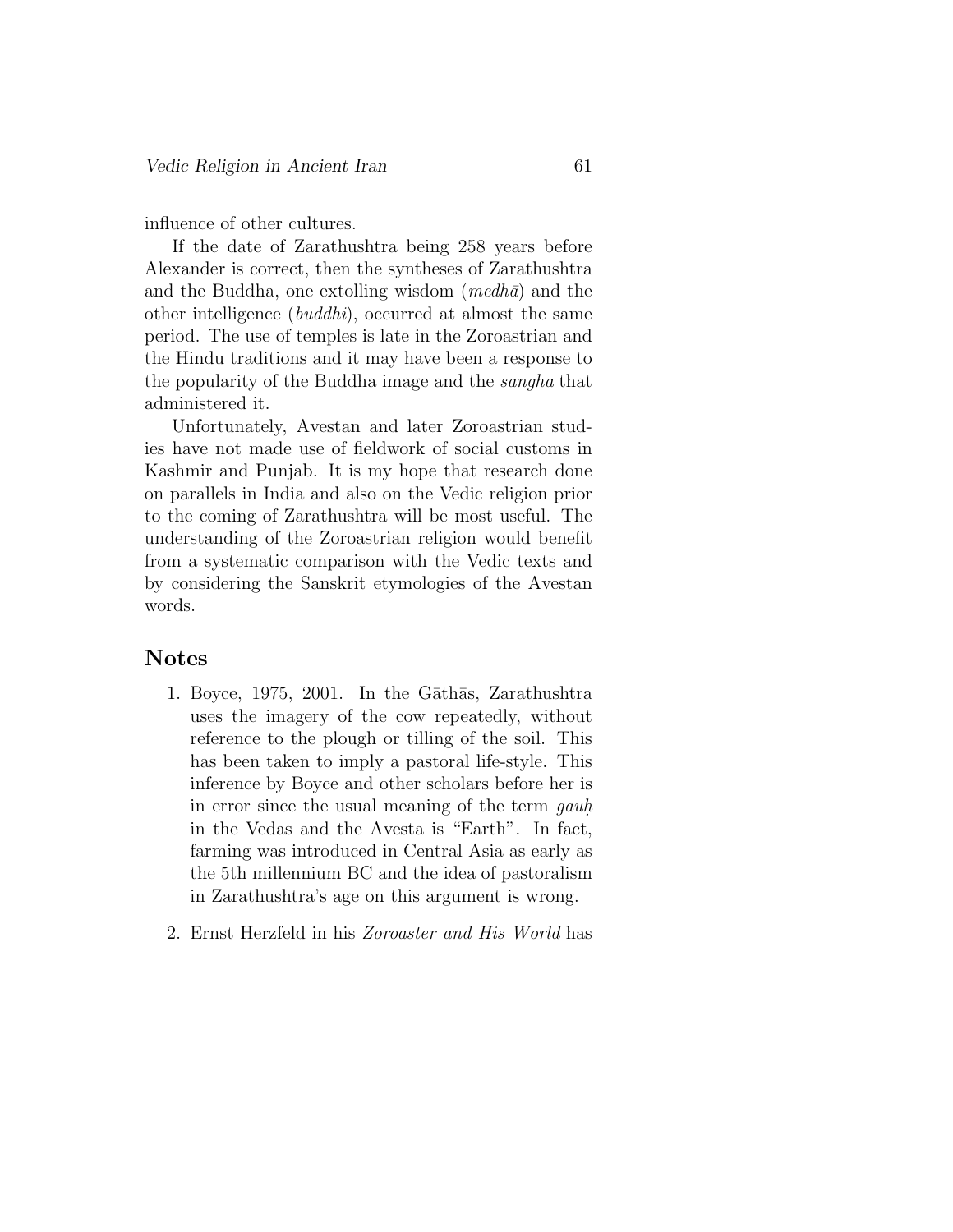influence of other cultures.

If the date of Zarathushtra being 258 years before Alexander is correct, then the syntheses of Zarathushtra and the Buddha, one extolling wisdom (*medhā*) and the other intelligence (*buddhi*), occurred at almost the same period. The use of temples is late in the Zoroastrian and the Hindu traditions and it may have been a response to the popularity of the Buddha image and the *sangha* that administered it.

Unfortunately, Avestan and later Zoroastrian studies have not made use of fieldwork of social customs in Kashmir and Punjab. It is my hope that research done on parallels in India and also on the Vedic religion prior to the coming of Zarathushtra will be most useful. The understanding of the Zoroastrian religion would benefit from a systematic comparison with the Vedic texts and by considering the Sanskrit etymologies of the Avestan words.

## Notes

1. Boyce, 1975, 2001. In the Gāthās, Zarathushtra uses the imagery of the cow repeatedly, without reference to the plough or tilling of the soil. This has been taken to imply a pastoral life-style. This inference by Boyce and other scholars before her is in error since the usual meaning of the term *gauḥ* in the Vedas and the Avesta is "Earth". In fact, farming was introduced in Central Asia as early as the 5th millennium BC and the idea of pastoralism in Zarathushtra's age on this argument is wrong.

2. Ernst Herzfeld in his *Zoroaster and His World* has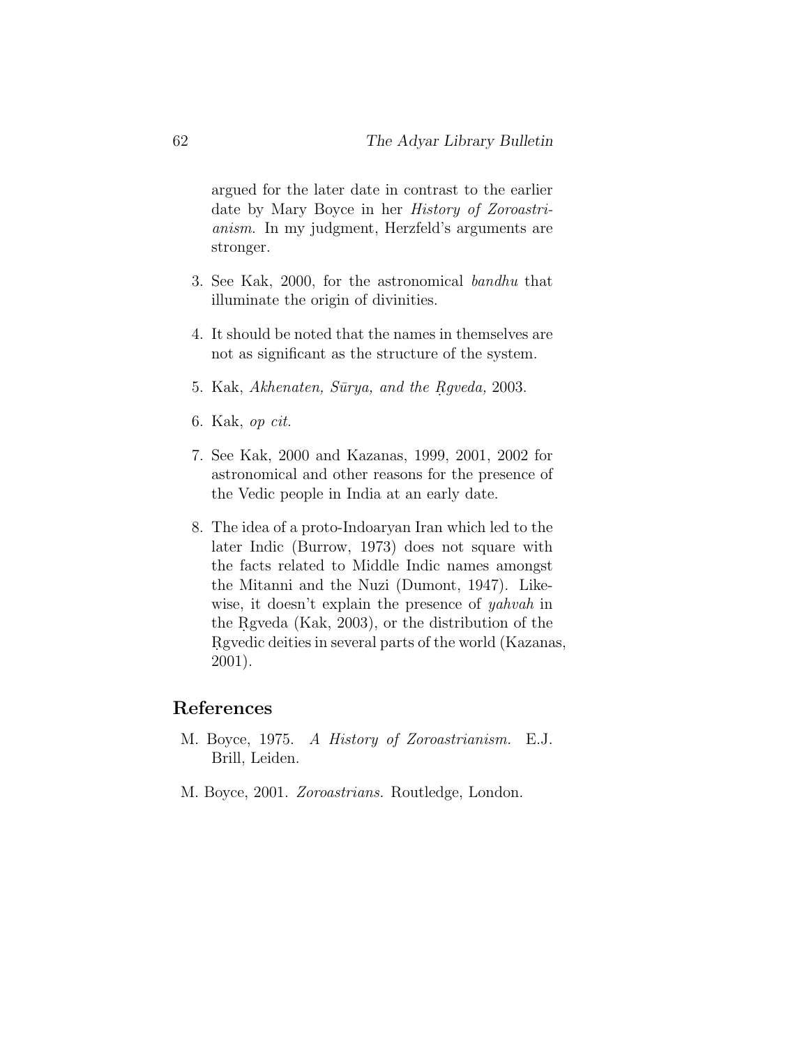argued for the later date in contrast to the earlier date by Mary Boyce in her *History of Zoroastrianism.* In my judgment, Herzfeld's arguments are stronger.

3. See Kak, 2000, for the astronomical *bandhu* that illuminate the origin of divinities.

4. It should be noted that the names in themselves are not as significant as the structure of the system.

5. Kak, *Akhenaten, Sūrya, and the Ṛgveda,* 2003.

6. Kak, *op cit.*

7. See Kak, 2000 and Kazanas, 1999, 2001, 2002 for astronomical and other reasons for the presence of the Vedic people in India at an early date.

8. The idea of a proto-Indoaryan Iran which led to the later Indic (Burrow, 1973) does not square with the facts related to Middle Indic names amongst the Mitanni and the Nuzi (Dumont, 1947). Likewise, it doesn't explain the presence of *yahvah* in the Ṛgveda (Kak, 2003), or the distribution of the Ṛgvedic deities in several parts of the world (Kazanas, 2001).

## References

M. Boyce, 1975. *A History of Zoroastrianism.* E.J. Brill, Leiden.

M. Boyce, 2001. *Zoroastrians.* Routledge, London.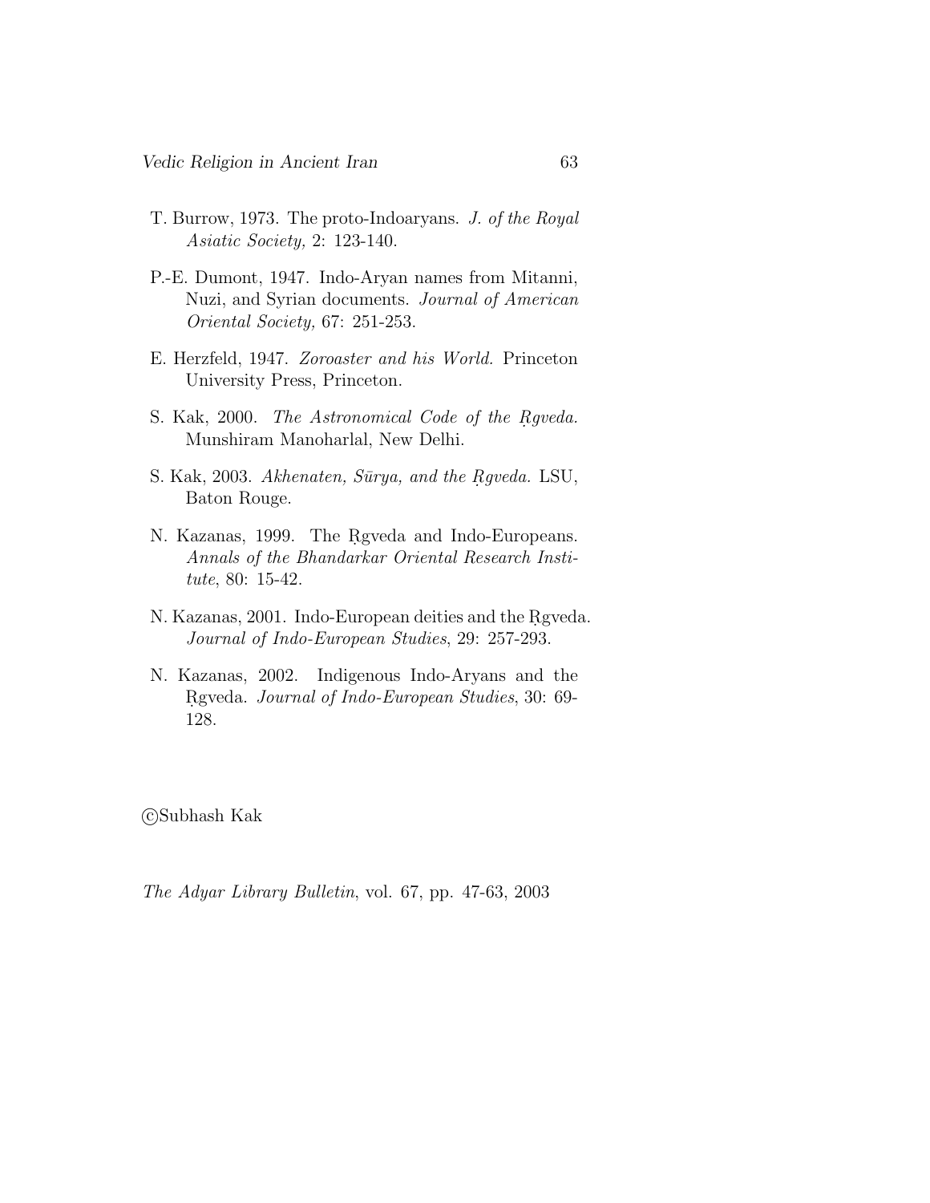T. Burrow, 1973. The proto-Indoaryans. *J. of the Royal Asiatic Society,* 2: 123-140.

P.-E. Dumont, 1947. Indo-Aryan names from Mitanni, Nuzi, and Syrian documents. *Journal of American Oriental Society,* 67: 251-253.

E. Herzfeld, 1947. *Zoroaster and his World.* Princeton University Press, Princeton.

S. Kak, 2000. *The Astronomical Code of the Ṛgveda.* Munshiram Manoharlal, New Delhi.

S. Kak, 2003. *Akhenaten, Sūrya, and the Ṛgveda.* LSU, Baton Rouge.

N. Kazanas, 1999. The Ṛgveda and Indo-Europeans. *Annals of the Bhandarkar Oriental Research Institute*, 80: 15-42.

N. Kazanas, 2001. Indo-European deities and the Ṛgveda. *Journal of Indo-European Studies*, 29: 257-293.

N. Kazanas, 2002. Indigenous Indo-Aryans and the Ṛgveda. *Journal of Indo-European Studies*, 30: 69-128.

©Subhash Kak

*The Adyar Library Bulletin*, vol. 67, pp. 47-63, 2003